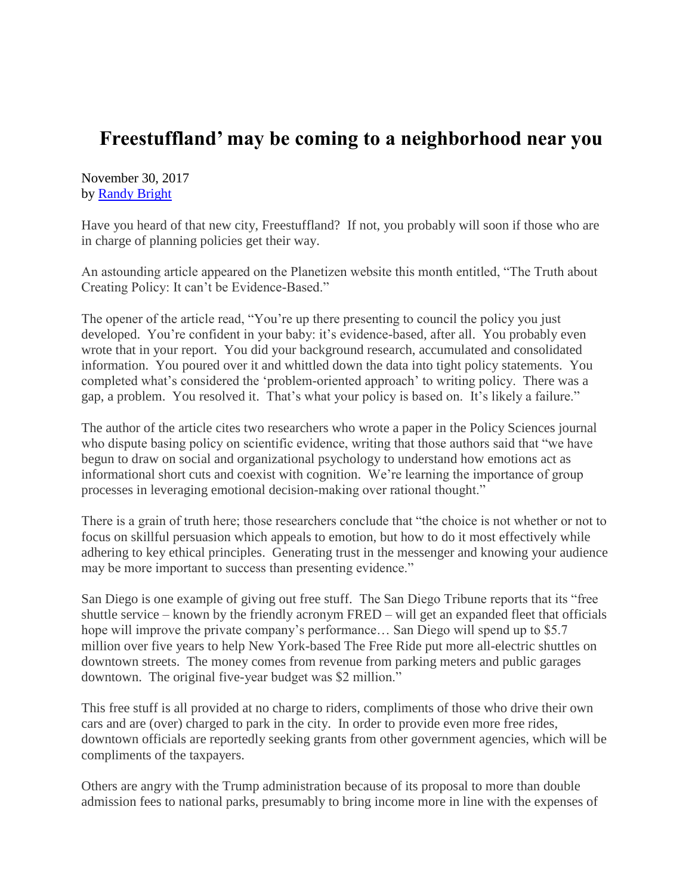# Freestuffland' may be coming to a neighborhood near you

November 30, 2017
by Randy Bright

Have you heard of that new city, Freestuffland? If not, you probably will soon if those who are in charge of planning policies get their way.

An astounding article appeared on the Planetizen website this month entitled, "The Truth about Creating Policy: It can't be Evidence-Based."

The opener of the article read, "You're up there presenting to council the policy you just developed. You're confident in your baby: it's evidence-based, after all. You probably even wrote that in your report. You did your background research, accumulated and consolidated information. You poured over it and whittled down the data into tight policy statements. You completed what's considered the 'problem-oriented approach' to writing policy. There was a gap, a problem. You resolved it. That's what your policy is based on. It's likely a failure."

The author of the article cites two researchers who wrote a paper in the Policy Sciences journal who dispute basing policy on scientific evidence, writing that those authors said that "we have begun to draw on social and organizational psychology to understand how emotions act as informational short cuts and coexist with cognition. We're learning the importance of group processes in leveraging emotional decision-making over rational thought."

There is a grain of truth here; those researchers conclude that "the choice is not whether or not to focus on skillful persuasion which appeals to emotion, but how to do it most effectively while adhering to key ethical principles. Generating trust in the messenger and knowing your audience may be more important to success than presenting evidence."

San Diego is one example of giving out free stuff. The San Diego Tribune reports that its "free shuttle service – known by the friendly acronym FRED – will get an expanded fleet that officials hope will improve the private company's performance… San Diego will spend up to $5.7 million over five years to help New York-based The Free Ride put more all-electric shuttles on downtown streets. The money comes from revenue from parking meters and public garages downtown. The original five-year budget was $2 million."

This free stuff is all provided at no charge to riders, compliments of those who drive their own cars and are (over) charged to park in the city. In order to provide even more free rides, downtown officials are reportedly seeking grants from other government agencies, which will be compliments of the taxpayers.

Others are angry with the Trump administration because of its proposal to more than double admission fees to national parks, presumably to bring income more in line with the expenses of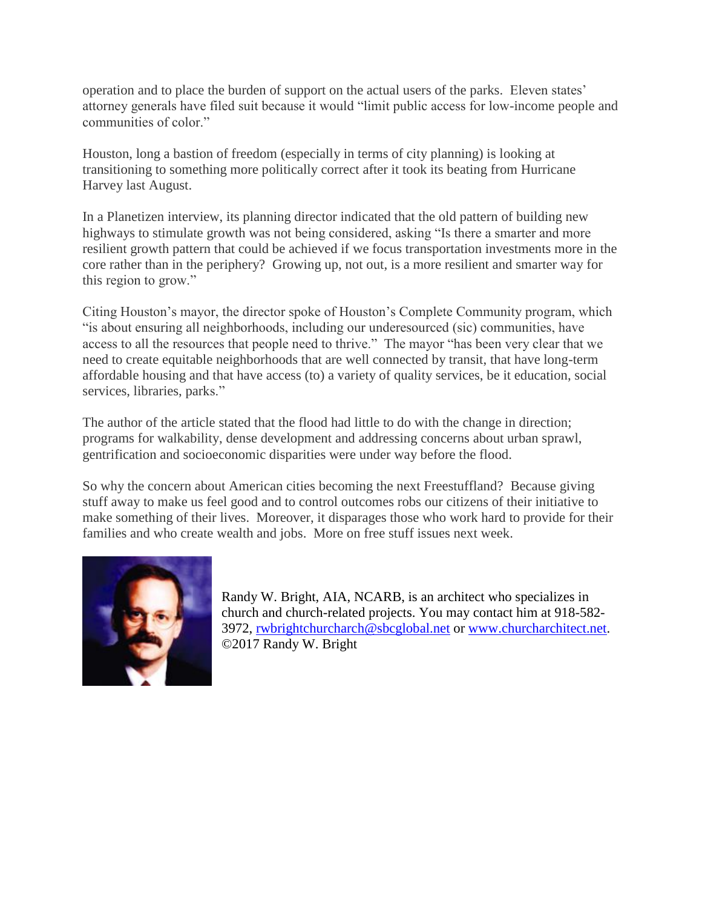operation and to place the burden of support on the actual users of the parks. Eleven states' attorney generals have filed suit because it would "limit public access for low-income people and communities of color."

Houston, long a bastion of freedom (especially in terms of city planning) is looking at transitioning to something more politically correct after it took its beating from Hurricane Harvey last August.

In a Planetizen interview, its planning director indicated that the old pattern of building new highways to stimulate growth was not being considered, asking "Is there a smarter and more resilient growth pattern that could be achieved if we focus transportation investments more in the core rather than in the periphery? Growing up, not out, is a more resilient and smarter way for this region to grow."

Citing Houston's mayor, the director spoke of Houston's Complete Community program, which "is about ensuring all neighborhoods, including our underesourced (sic) communities, have access to all the resources that people need to thrive." The mayor "has been very clear that we need to create equitable neighborhoods that are well connected by transit, that have long-term affordable housing and that have access (to) a variety of quality services, be it education, social services, libraries, parks."

The author of the article stated that the flood had little to do with the change in direction; programs for walkability, dense development and addressing concerns about urban sprawl, gentrification and socioeconomic disparities were under way before the flood.

So why the concern about American cities becoming the next Freestuffland? Because giving stuff away to make us feel good and to control outcomes robs our citizens of their initiative to make something of their lives. Moreover, it disparages those who work hard to provide for their families and who create wealth and jobs. More on free stuff issues next week.

Randy W. Bright, AIA, NCARB, is an architect who specializes in church and church-related projects. You may contact him at 918-582-3972, rwbrightchurcharch@sbcglobal.net or www.churcharchitect.net. ©2017 Randy W. Bright